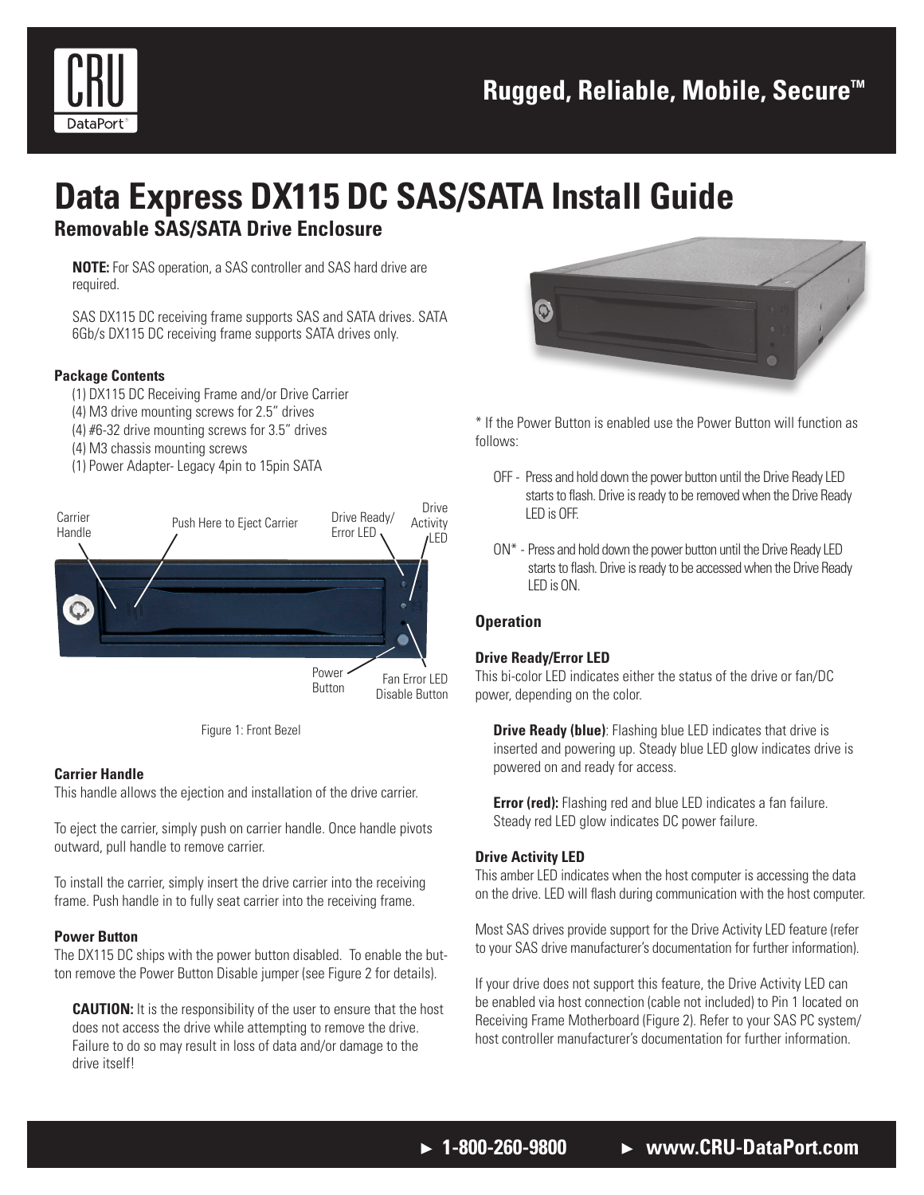# Data Express DX115 DC SAS/SATA Install Guide

## Removable SAS/SATA Drive Enclosure

**NOTE:** For SAS operation, a SAS controller and SAS hard drive are required.

SAS DX115 DC receiving frame supports SAS and SATA drives. SATA 6Gb/s DX115 DC receiving frame supports SATA drives only.

#### Package Contents

(1) DX115 DC Receiving Frame and/or Drive Carrier
(4) M3 drive mounting screws for 2.5" drives
(4) #6-32 drive mounting screws for 3.5" drives
(4) M3 chassis mounting screws
(1) Power Adapter- Legacy 4pin to 15pin SATA

Carrier Handle · Push Here to Eject Carrier · Drive Ready/Error LED · Drive Activity LED · Power Button · Fan Error LED Disable Button

Figure 1: Front Bezel

#### Carrier Handle

This handle allows the ejection and installation of the drive carrier.

To eject the carrier, simply push on carrier handle. Once handle pivots outward, pull handle to remove carrier.

To install the carrier, simply insert the drive carrier into the receiving frame. Push handle in to fully seat carrier into the receiving frame.

#### Power Button

The DX115 DC ships with the power button disabled. To enable the button remove the Power Button Disable jumper (see Figure 2 for details).

**CAUTION:** It is the responsibility of the user to ensure that the host does not access the drive while attempting to remove the drive. Failure to do so may result in loss of data and/or damage to the drive itself!

\* If the Power Button is enabled use the Power Button will function as follows:

OFF - Press and hold down the power button until the Drive Ready LED starts to flash. Drive is ready to be removed when the Drive Ready LED is OFF.

ON* - Press and hold down the power button until the Drive Ready LED starts to flash. Drive is ready to be accessed when the Drive Ready LED is ON.

### Operation

#### Drive Ready/Error LED

This bi-color LED indicates either the status of the drive or fan/DC power, depending on the color.

**Drive Ready (blue)**: Flashing blue LED indicates that drive is inserted and powering up. Steady blue LED glow indicates drive is powered on and ready for access.

**Error (red):** Flashing red and blue LED indicates a fan failure. Steady red LED glow indicates DC power failure.

#### Drive Activity LED

This amber LED indicates when the host computer is accessing the data on the drive. LED will flash during communication with the host computer.

Most SAS drives provide support for the Drive Activity LED feature (refer to your SAS drive manufacturer's documentation for further information).

If your drive does not support this feature, the Drive Activity LED can be enabled via host connection (cable not included) to Pin 1 located on Receiving Frame Motherboard (Figure 2). Refer to your SAS PC system/host controller manufacturer's documentation for further information.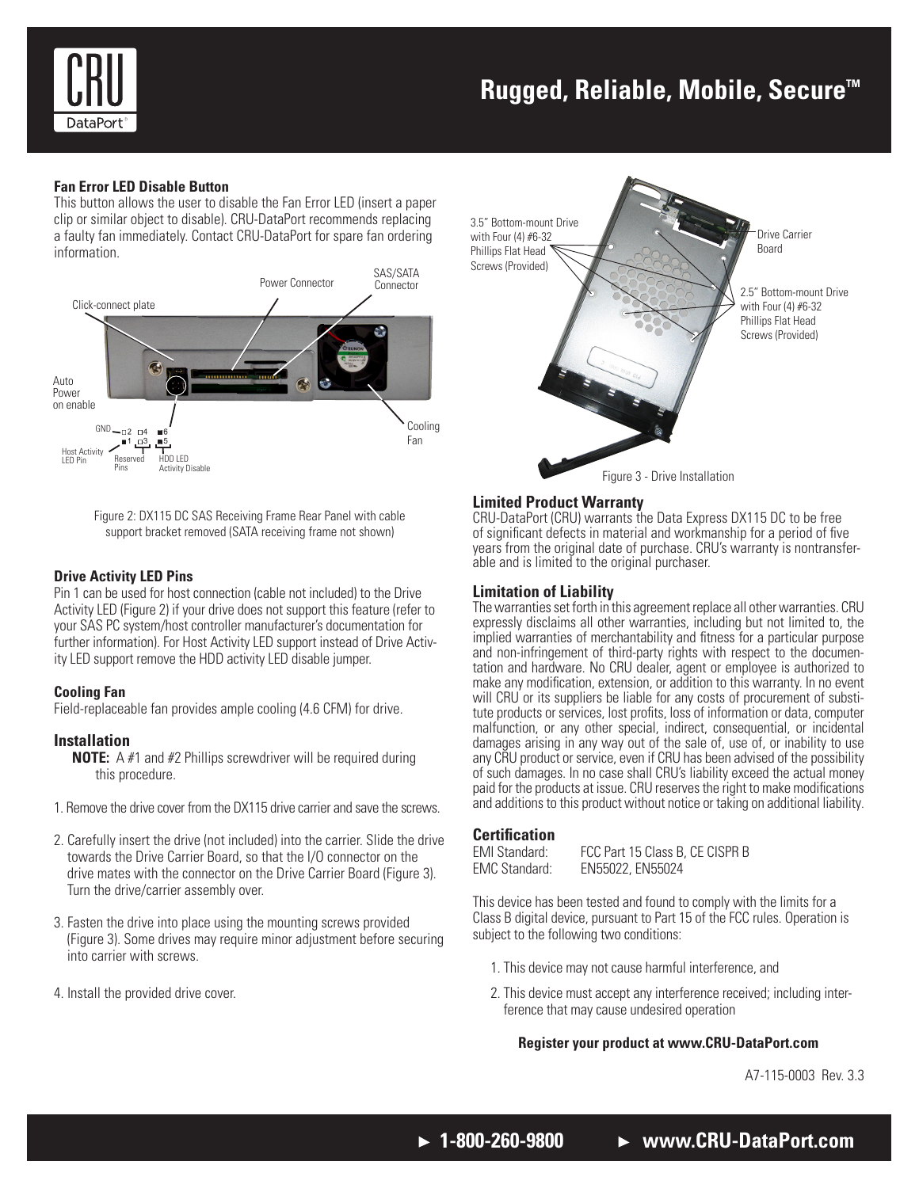### Fan Error LED Disable Button

This button allows the user to disable the Fan Error LED (insert a paper clip or similar object to disable). CRU-DataPort recommends replacing a faulty fan immediately. Contact CRU-DataPort for spare fan ordering information.

Power Connector
SAS/SATA Connector
Click-connect plate
Auto Power on enable
Cooling Fan
GND 2 4 6
1 3 5
Host Activity LED Pin
Reserved Pins
HDD LED Activity Disable

Figure 2: DX115 DC SAS Receiving Frame Rear Panel with cable support bracket removed (SATA receiving frame not shown)

### Drive Activity LED Pins

Pin 1 can be used for host connection (cable not included) to the Drive Activity LED (Figure 2) if your drive does not support this feature (refer to your SAS PC system/host controller manufacturer's documentation for further information). For Host Activity LED support instead of Drive Activity LED support remove the HDD activity LED disable jumper.

### Cooling Fan

Field-replaceable fan provides ample cooling (4.6 CFM) for drive.

### Installation

**NOTE:** A #1 and #2 Phillips screwdriver will be required during this procedure.

1. Remove the drive cover from the DX115 drive carrier and save the screws.
2. Carefully insert the drive (not included) into the carrier. Slide the drive towards the Drive Carrier Board, so that the I/O connector on the drive mates with the connector on the Drive Carrier Board (Figure 3). Turn the drive/carrier assembly over.
3. Fasten the drive into place using the mounting screws provided (Figure 3). Some drives may require minor adjustment before securing into carrier with screws.
4. Install the provided drive cover.

3.5" Bottom-mount Drive with Four (4) #6-32 Phillips Flat Head Screws (Provided)
Drive Carrier Board
2.5" Bottom-mount Drive with Four (4) #6-32 Phillips Flat Head Screws (Provided)

Figure 3 - Drive Installation

### Limited Product Warranty

CRU-DataPort (CRU) warrants the Data Express DX115 DC to be free of significant defects in material and workmanship for a period of five years from the original date of purchase. CRU's warranty is nontransferable and is limited to the original purchaser.

### Limitation of Liability

The warranties set forth in this agreement replace all other warranties. CRU expressly disclaims all other warranties, including but not limited to, the implied warranties of merchantability and fitness for a particular purpose and non-infringement of third-party rights with respect to the documentation and hardware. No CRU dealer, agent or employee is authorized to make any modification, extension, or addition to this warranty. In no event will CRU or its suppliers be liable for any costs of procurement of substitute products or services, lost profits, loss of information or data, computer malfunction, or any other special, indirect, consequential, or incidental damages arising in any way out of the sale of, use of, or inability to use any CRU product or service, even if CRU has been advised of the possibility of such damages. In no case shall CRU's liability exceed the actual money paid for the products at issue. CRU reserves the right to make modifications and additions to this product without notice or taking on additional liability.

### Certification

| | |
|---|---|
| EMI Standard: | FCC Part 15 Class B, CE CISPR B |
| EMC Standard: | EN55022, EN55024 |

This device has been tested and found to comply with the limits for a Class B digital device, pursuant to Part 15 of the FCC rules. Operation is subject to the following two conditions:

1. This device may not cause harmful interference, and
2. This device must accept any interference received; including interference that may cause undesired operation

**Register your product at www.CRU-DataPort.com**

A7-115-0003 Rev. 3.3